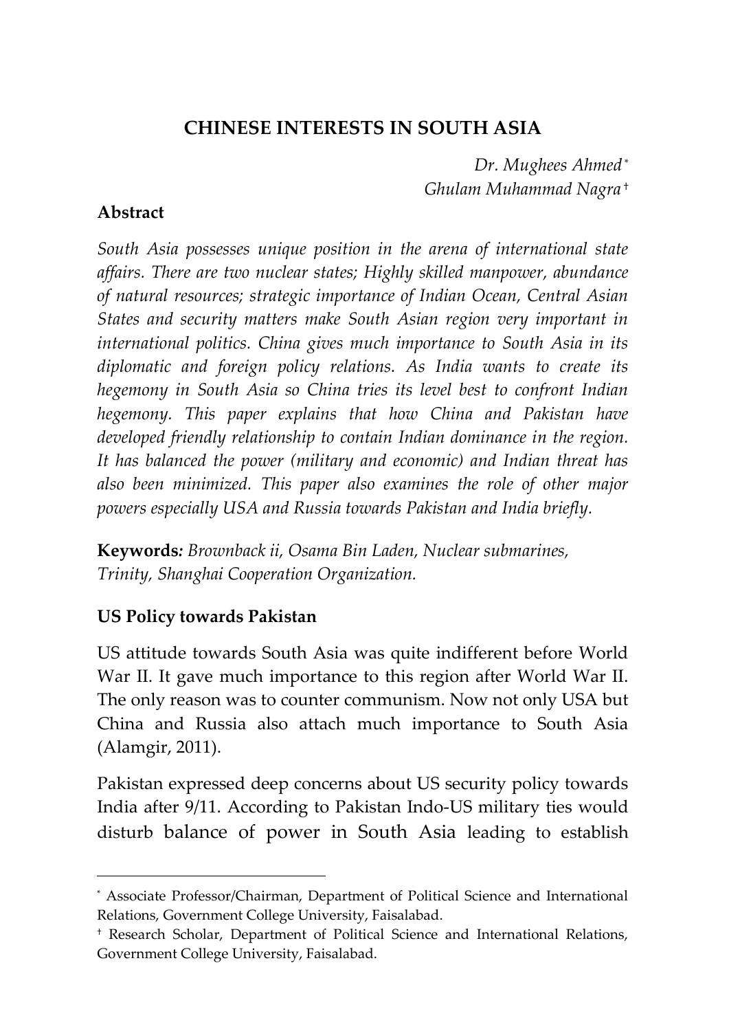# CHINESE INTERESTS IN SOUTH ASIA

*Dr. Mughees Ahmed* [*]
*Ghulam Muhammad Nagra* [†]

## Abstract

*South Asia possesses unique position in the arena of international state affairs. There are two nuclear states; Highly skilled manpower, abundance of natural resources; strategic importance of Indian Ocean, Central Asian States and security matters make South Asian region very important in international politics. China gives much importance to South Asia in its diplomatic and foreign policy relations. As India wants to create its hegemony in South Asia so China tries its level best to confront Indian hegemony. This paper explains that how China and Pakistan have developed friendly relationship to contain Indian dominance in the region. It has balanced the power (military and economic) and Indian threat has also been minimized. This paper also examines the role of other major powers especially USA and Russia towards Pakistan and India briefly.*

**Keywords:** *Brownback ii, Osama Bin Laden, Nuclear submarines, Trinity, Shanghai Cooperation Organization.*

## US Policy towards Pakistan

US attitude towards South Asia was quite indifferent before World War II. It gave much importance to this region after World War II. The only reason was to counter communism. Now not only USA but China and Russia also attach much importance to South Asia (Alamgir, 2011).

Pakistan expressed deep concerns about US security policy towards India after 9/11. According to Pakistan Indo-US military ties would disturb balance of power in South Asia leading to establish

---

[*] Associate Professor/Chairman, Department of Political Science and International Relations, Government College University, Faisalabad.

[†] Research Scholar, Department of Political Science and International Relations, Government College University, Faisalabad.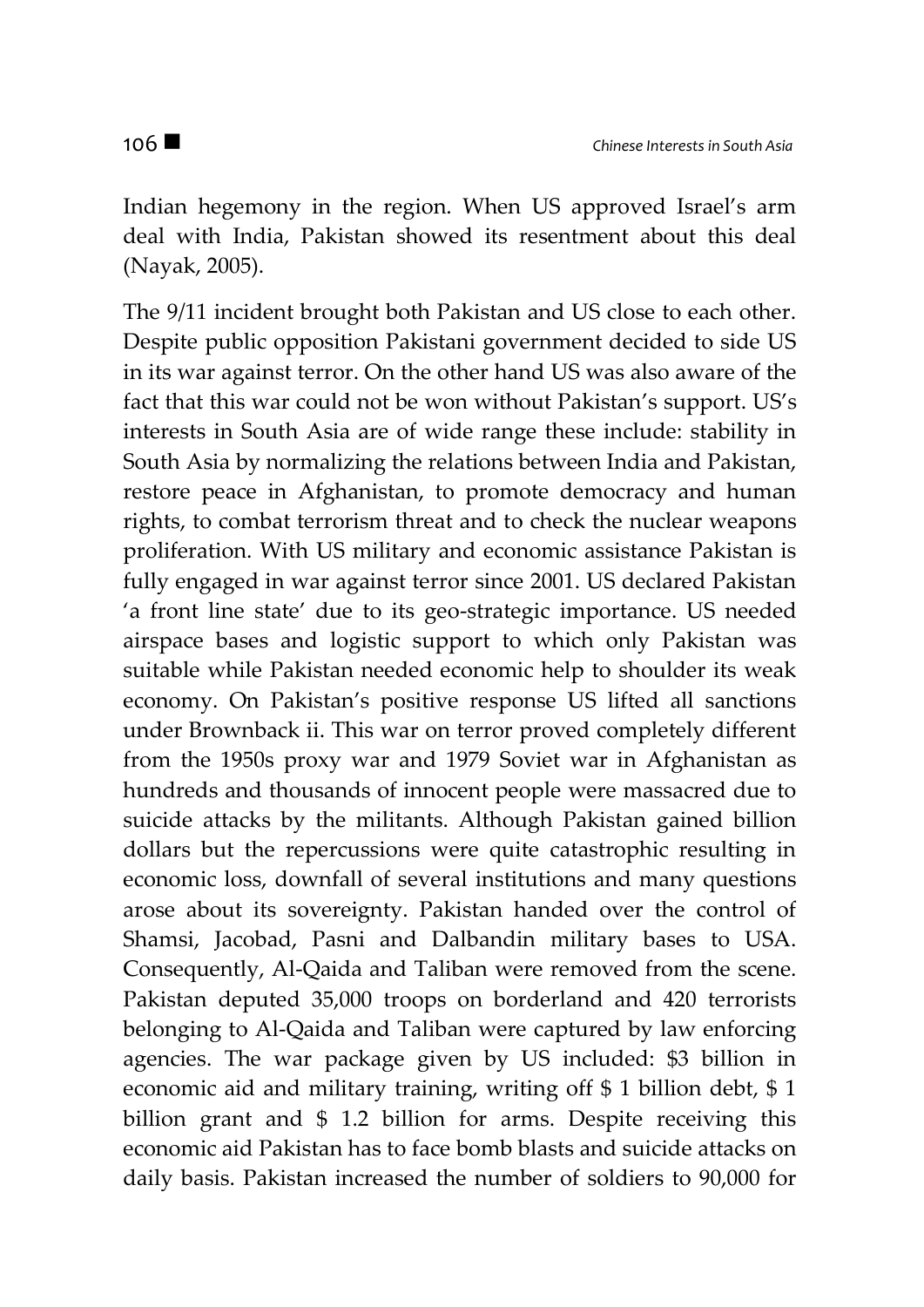Indian hegemony in the region. When US approved Israel's arm deal with India, Pakistan showed its resentment about this deal (Nayak, 2005).

The 9/11 incident brought both Pakistan and US close to each other. Despite public opposition Pakistani government decided to side US in its war against terror. On the other hand US was also aware of the fact that this war could not be won without Pakistan's support. US's interests in South Asia are of wide range these include: stability in South Asia by normalizing the relations between India and Pakistan, restore peace in Afghanistan, to promote democracy and human rights, to combat terrorism threat and to check the nuclear weapons proliferation. With US military and economic assistance Pakistan is fully engaged in war against terror since 2001. US declared Pakistan 'a front line state' due to its geo-strategic importance. US needed airspace bases and logistic support to which only Pakistan was suitable while Pakistan needed economic help to shoulder its weak economy. On Pakistan's positive response US lifted all sanctions under Brownback ii. This war on terror proved completely different from the 1950s proxy war and 1979 Soviet war in Afghanistan as hundreds and thousands of innocent people were massacred due to suicide attacks by the militants. Although Pakistan gained billion dollars but the repercussions were quite catastrophic resulting in economic loss, downfall of several institutions and many questions arose about its sovereignty. Pakistan handed over the control of Shamsi, Jacobad, Pasni and Dalbandin military bases to USA. Consequently, Al-Qaida and Taliban were removed from the scene. Pakistan deputed 35,000 troops on borderland and 420 terrorists belonging to Al-Qaida and Taliban were captured by law enforcing agencies. The war package given by US included: $3 billion in economic aid and military training, writing off $ 1 billion debt, $ 1 billion grant and $ 1.2 billion for arms. Despite receiving this economic aid Pakistan has to face bomb blasts and suicide attacks on daily basis. Pakistan increased the number of soldiers to 90,000 for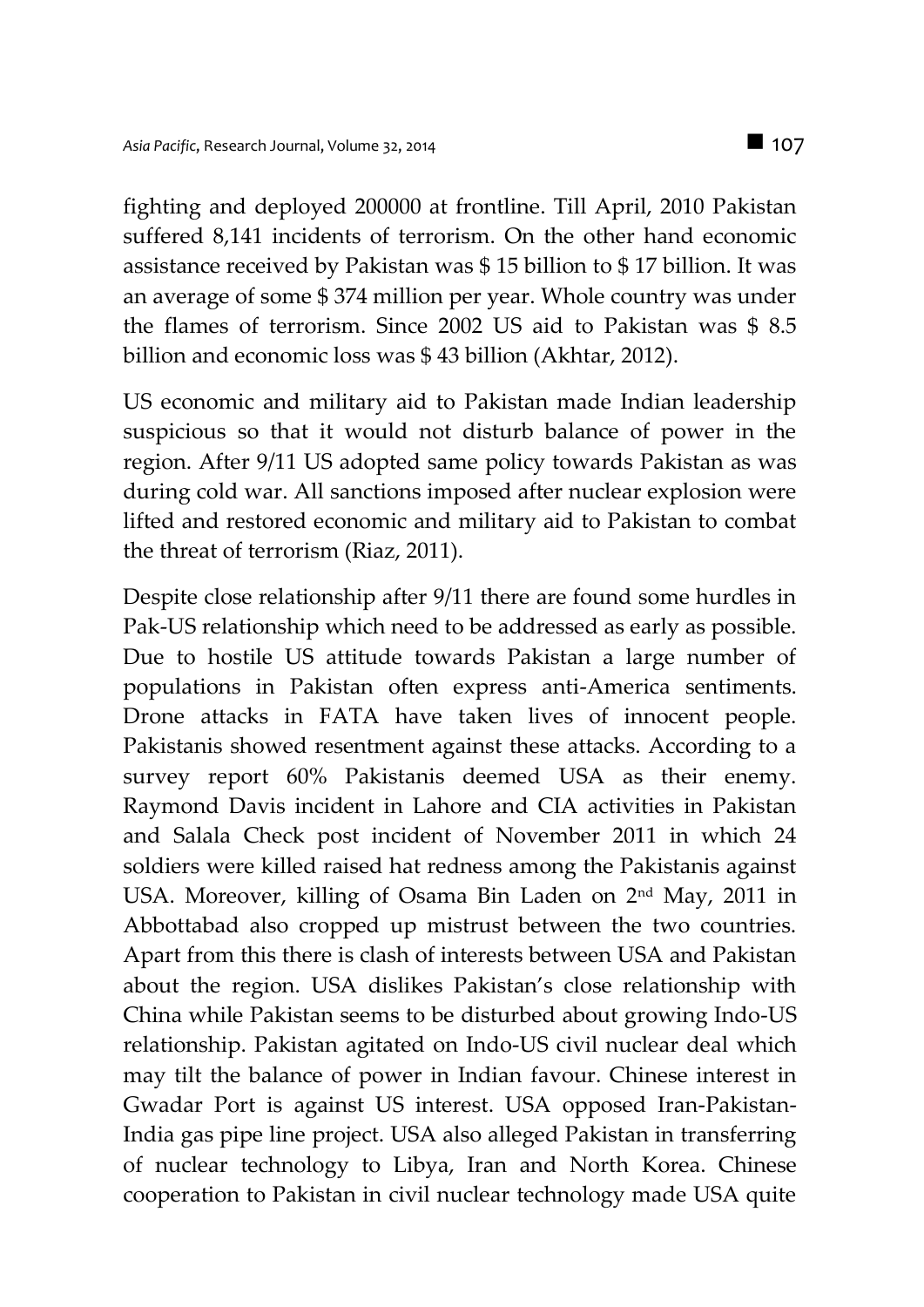fighting and deployed 200000 at frontline. Till April, 2010 Pakistan suffered 8,141 incidents of terrorism. On the other hand economic assistance received by Pakistan was $ 15 billion to $ 17 billion. It was an average of some $ 374 million per year. Whole country was under the flames of terrorism. Since 2002 US aid to Pakistan was $ 8.5 billion and economic loss was $ 43 billion (Akhtar, 2012).

US economic and military aid to Pakistan made Indian leadership suspicious so that it would not disturb balance of power in the region. After 9/11 US adopted same policy towards Pakistan as was during cold war. All sanctions imposed after nuclear explosion were lifted and restored economic and military aid to Pakistan to combat the threat of terrorism (Riaz, 2011).

Despite close relationship after 9/11 there are found some hurdles in Pak-US relationship which need to be addressed as early as possible. Due to hostile US attitude towards Pakistan a large number of populations in Pakistan often express anti-America sentiments. Drone attacks in FATA have taken lives of innocent people. Pakistanis showed resentment against these attacks. According to a survey report 60% Pakistanis deemed USA as their enemy. Raymond Davis incident in Lahore and CIA activities in Pakistan and Salala Check post incident of November 2011 in which 24 soldiers were killed raised hat redness among the Pakistanis against USA. Moreover, killing of Osama Bin Laden on 2nd May, 2011 in Abbottabad also cropped up mistrust between the two countries. Apart from this there is clash of interests between USA and Pakistan about the region. USA dislikes Pakistan's close relationship with China while Pakistan seems to be disturbed about growing Indo-US relationship. Pakistan agitated on Indo-US civil nuclear deal which may tilt the balance of power in Indian favour. Chinese interest in Gwadar Port is against US interest. USA opposed Iran-Pakistan-India gas pipe line project. USA also alleged Pakistan in transferring of nuclear technology to Libya, Iran and North Korea. Chinese cooperation to Pakistan in civil nuclear technology made USA quite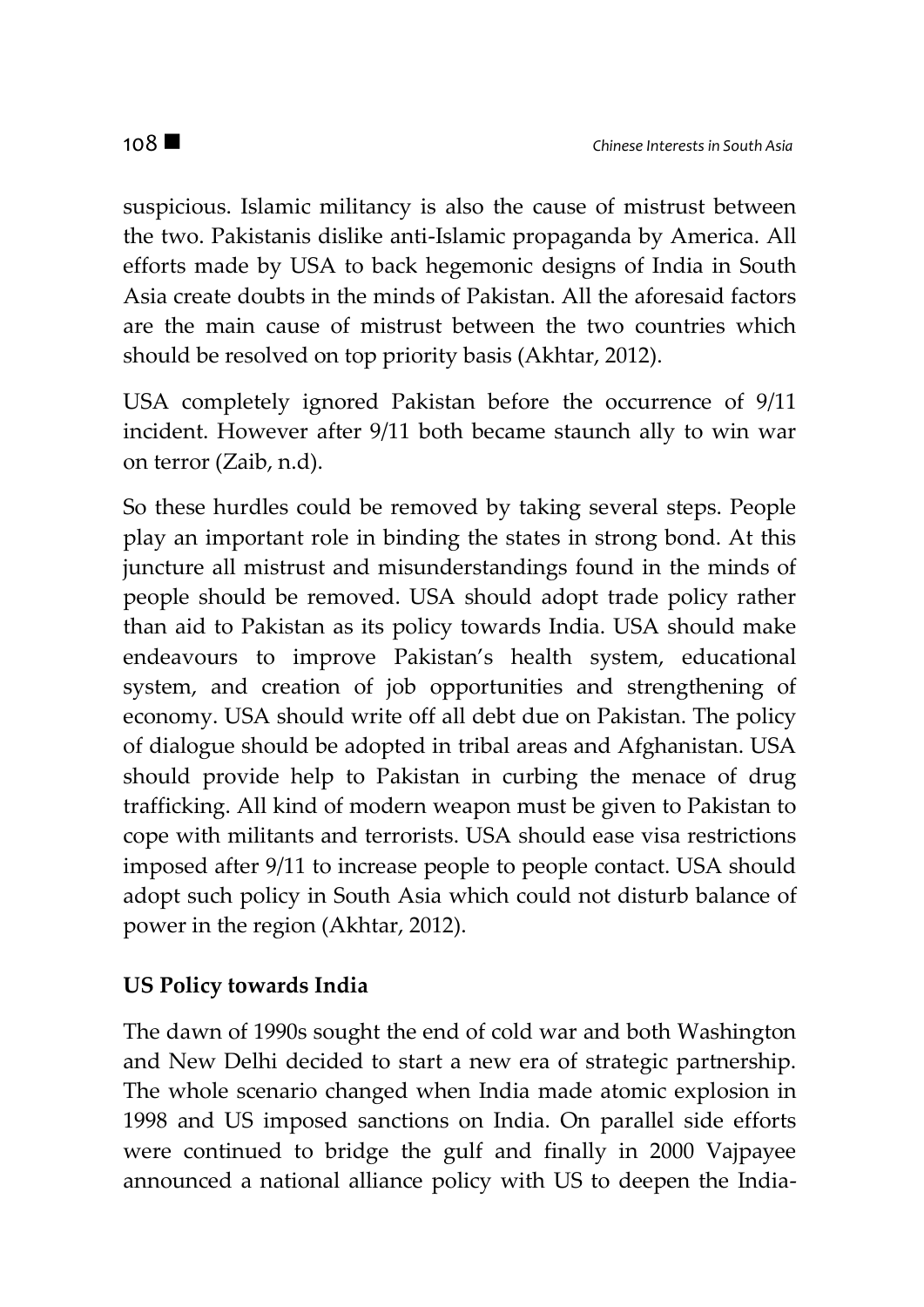suspicious. Islamic militancy is also the cause of mistrust between the two. Pakistanis dislike anti-Islamic propaganda by America. All efforts made by USA to back hegemonic designs of India in South Asia create doubts in the minds of Pakistan. All the aforesaid factors are the main cause of mistrust between the two countries which should be resolved on top priority basis (Akhtar, 2012).

USA completely ignored Pakistan before the occurrence of 9/11 incident. However after 9/11 both became staunch ally to win war on terror (Zaib, n.d).

So these hurdles could be removed by taking several steps. People play an important role in binding the states in strong bond. At this juncture all mistrust and misunderstandings found in the minds of people should be removed. USA should adopt trade policy rather than aid to Pakistan as its policy towards India. USA should make endeavours to improve Pakistan's health system, educational system, and creation of job opportunities and strengthening of economy. USA should write off all debt due on Pakistan. The policy of dialogue should be adopted in tribal areas and Afghanistan. USA should provide help to Pakistan in curbing the menace of drug trafficking. All kind of modern weapon must be given to Pakistan to cope with militants and terrorists. USA should ease visa restrictions imposed after 9/11 to increase people to people contact. USA should adopt such policy in South Asia which could not disturb balance of power in the region (Akhtar, 2012).

**US Policy towards India**

The dawn of 1990s sought the end of cold war and both Washington and New Delhi decided to start a new era of strategic partnership. The whole scenario changed when India made atomic explosion in 1998 and US imposed sanctions on India. On parallel side efforts were continued to bridge the gulf and finally in 2000 Vajpayee announced a national alliance policy with US to deepen the India-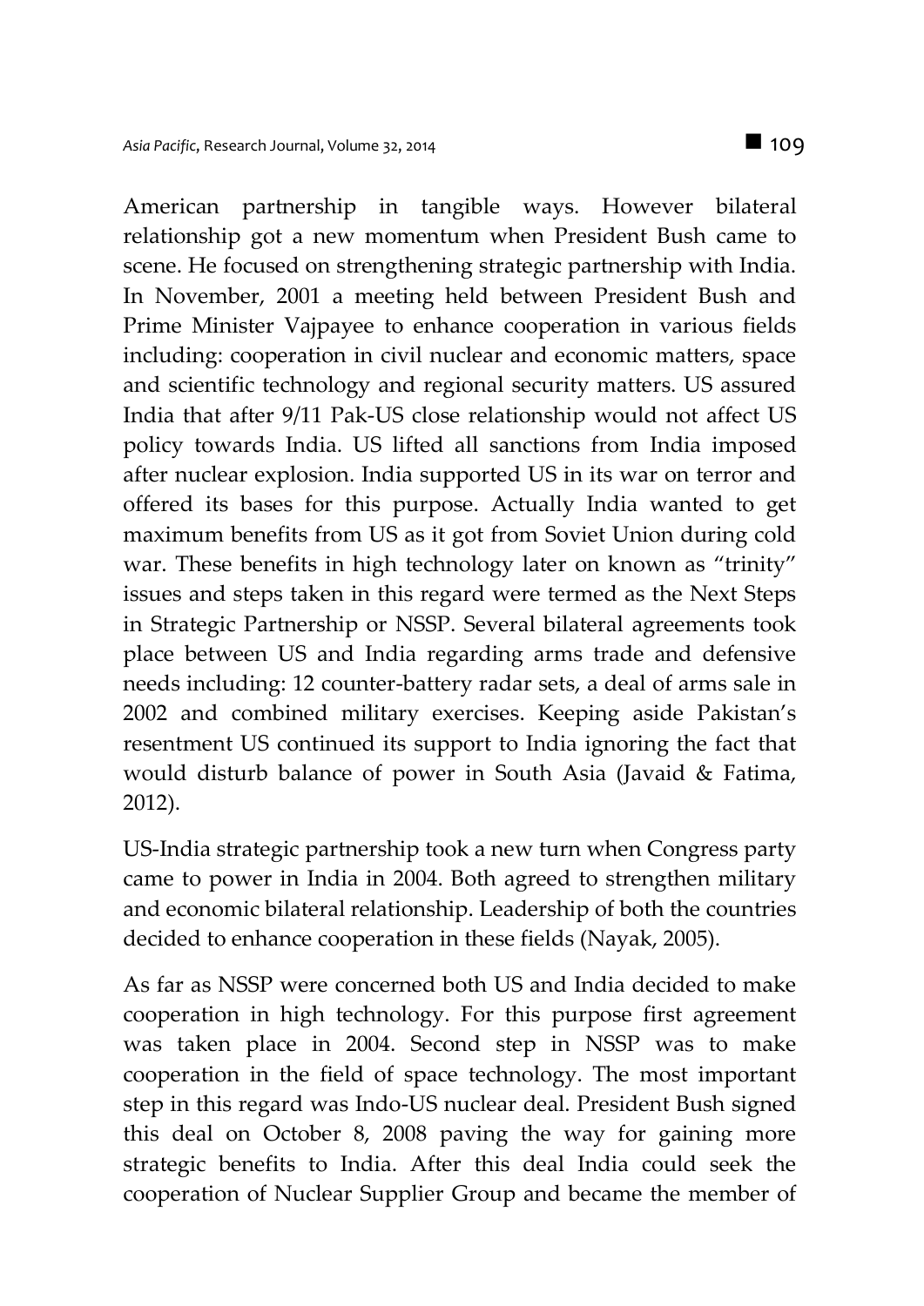American partnership in tangible ways. However bilateral relationship got a new momentum when President Bush came to scene. He focused on strengthening strategic partnership with India. In November, 2001 a meeting held between President Bush and Prime Minister Vajpayee to enhance cooperation in various fields including: cooperation in civil nuclear and economic matters, space and scientific technology and regional security matters. US assured India that after 9/11 Pak-US close relationship would not affect US policy towards India. US lifted all sanctions from India imposed after nuclear explosion. India supported US in its war on terror and offered its bases for this purpose. Actually India wanted to get maximum benefits from US as it got from Soviet Union during cold war. These benefits in high technology later on known as "trinity" issues and steps taken in this regard were termed as the Next Steps in Strategic Partnership or NSSP. Several bilateral agreements took place between US and India regarding arms trade and defensive needs including: 12 counter-battery radar sets, a deal of arms sale in 2002 and combined military exercises. Keeping aside Pakistan's resentment US continued its support to India ignoring the fact that would disturb balance of power in South Asia (Javaid & Fatima, 2012).

US-India strategic partnership took a new turn when Congress party came to power in India in 2004. Both agreed to strengthen military and economic bilateral relationship. Leadership of both the countries decided to enhance cooperation in these fields (Nayak, 2005).

As far as NSSP were concerned both US and India decided to make cooperation in high technology. For this purpose first agreement was taken place in 2004. Second step in NSSP was to make cooperation in the field of space technology. The most important step in this regard was Indo-US nuclear deal. President Bush signed this deal on October 8, 2008 paving the way for gaining more strategic benefits to India. After this deal India could seek the cooperation of Nuclear Supplier Group and became the member of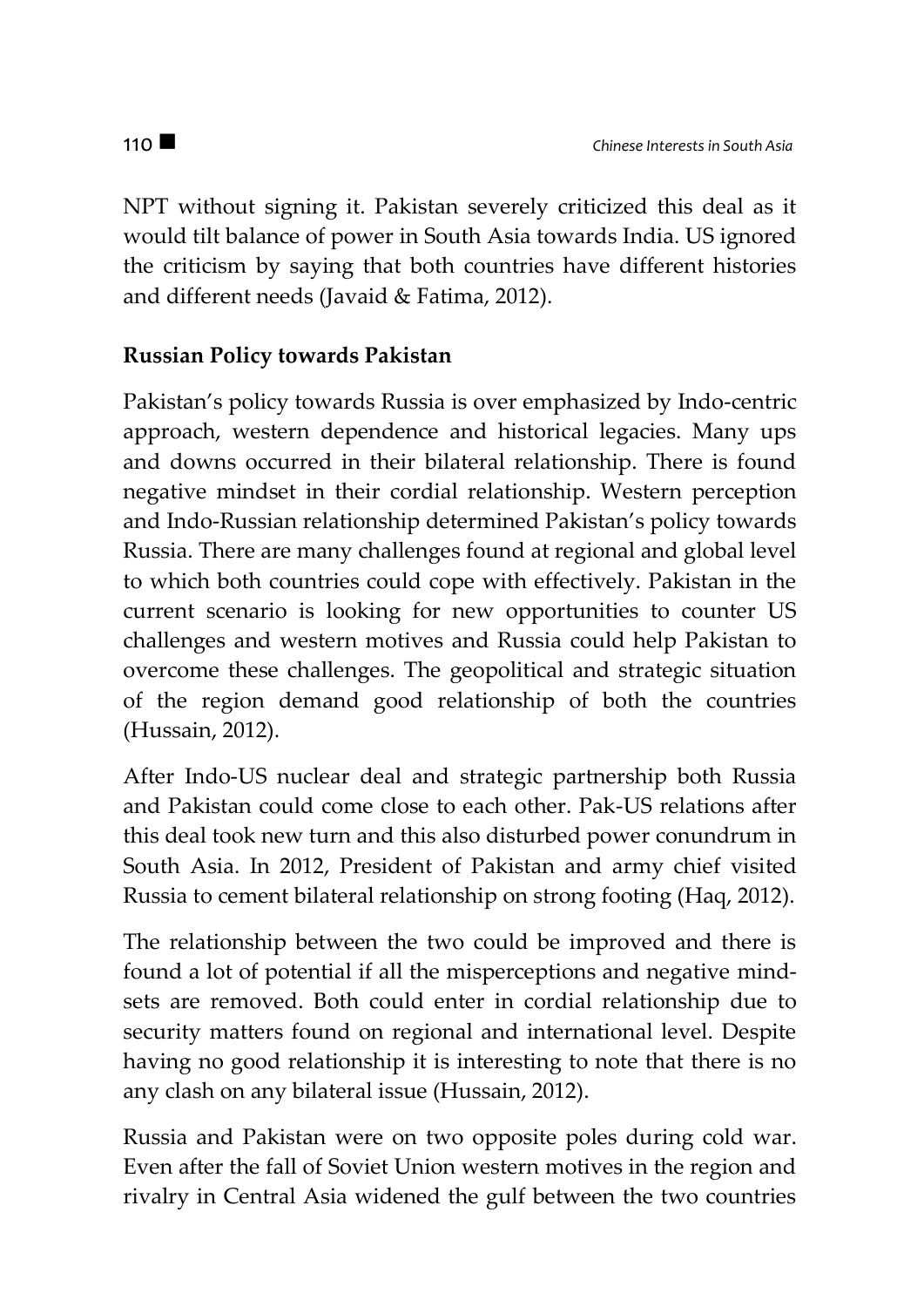NPT without signing it. Pakistan severely criticized this deal as it would tilt balance of power in South Asia towards India. US ignored the criticism by saying that both countries have different histories and different needs (Javaid & Fatima, 2012).

## Russian Policy towards Pakistan

Pakistan's policy towards Russia is over emphasized by Indo-centric approach, western dependence and historical legacies. Many ups and downs occurred in their bilateral relationship. There is found negative mindset in their cordial relationship. Western perception and Indo-Russian relationship determined Pakistan's policy towards Russia. There are many challenges found at regional and global level to which both countries could cope with effectively. Pakistan in the current scenario is looking for new opportunities to counter US challenges and western motives and Russia could help Pakistan to overcome these challenges. The geopolitical and strategic situation of the region demand good relationship of both the countries (Hussain, 2012).

After Indo-US nuclear deal and strategic partnership both Russia and Pakistan could come close to each other. Pak-US relations after this deal took new turn and this also disturbed power conundrum in South Asia. In 2012, President of Pakistan and army chief visited Russia to cement bilateral relationship on strong footing (Haq, 2012).

The relationship between the two could be improved and there is found a lot of potential if all the misperceptions and negative mind-sets are removed. Both could enter in cordial relationship due to security matters found on regional and international level. Despite having no good relationship it is interesting to note that there is no any clash on any bilateral issue (Hussain, 2012).

Russia and Pakistan were on two opposite poles during cold war. Even after the fall of Soviet Union western motives in the region and rivalry in Central Asia widened the gulf between the two countries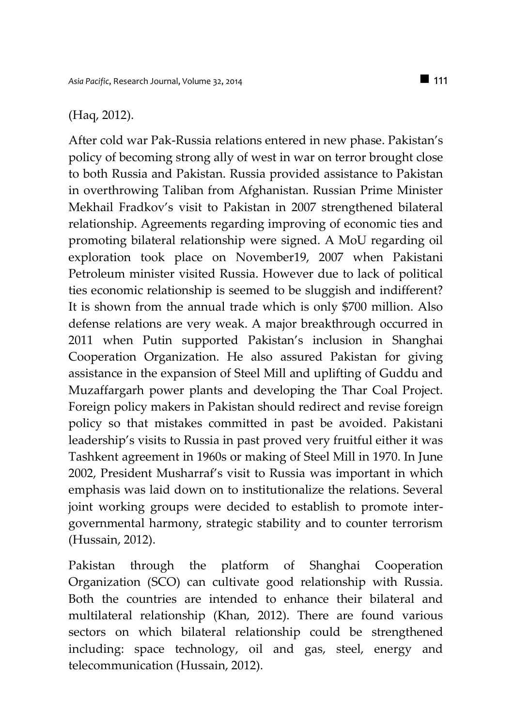(Haq, 2012).

After cold war Pak-Russia relations entered in new phase. Pakistan's policy of becoming strong ally of west in war on terror brought close to both Russia and Pakistan. Russia provided assistance to Pakistan in overthrowing Taliban from Afghanistan. Russian Prime Minister Mekhail Fradkov's visit to Pakistan in 2007 strengthened bilateral relationship. Agreements regarding improving of economic ties and promoting bilateral relationship were signed. A MoU regarding oil exploration took place on November19, 2007 when Pakistani Petroleum minister visited Russia. However due to lack of political ties economic relationship is seemed to be sluggish and indifferent? It is shown from the annual trade which is only $700 million. Also defense relations are very weak. A major breakthrough occurred in 2011 when Putin supported Pakistan's inclusion in Shanghai Cooperation Organization. He also assured Pakistan for giving assistance in the expansion of Steel Mill and uplifting of Guddu and Muzaffargarh power plants and developing the Thar Coal Project. Foreign policy makers in Pakistan should redirect and revise foreign policy so that mistakes committed in past be avoided. Pakistani leadership's visits to Russia in past proved very fruitful either it was Tashkent agreement in 1960s or making of Steel Mill in 1970. In June 2002, President Musharraf's visit to Russia was important in which emphasis was laid down on to institutionalize the relations. Several joint working groups were decided to establish to promote inter-governmental harmony, strategic stability and to counter terrorism (Hussain, 2012).

Pakistan through the platform of Shanghai Cooperation Organization (SCO) can cultivate good relationship with Russia. Both the countries are intended to enhance their bilateral and multilateral relationship (Khan, 2012). There are found various sectors on which bilateral relationship could be strengthened including: space technology, oil and gas, steel, energy and telecommunication (Hussain, 2012).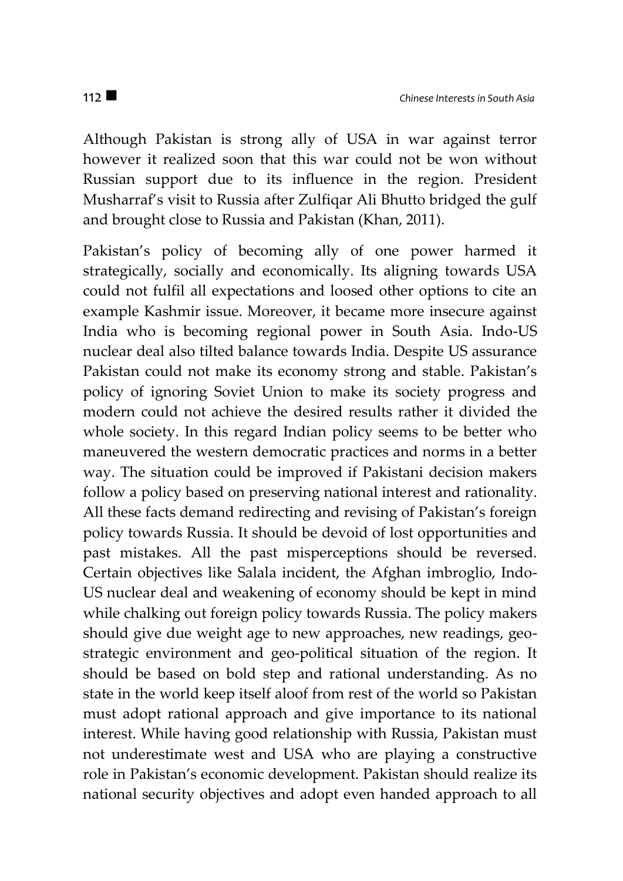Although Pakistan is strong ally of USA in war against terror however it realized soon that this war could not be won without Russian support due to its influence in the region. President Musharraf's visit to Russia after Zulfiqar Ali Bhutto bridged the gulf and brought close to Russia and Pakistan (Khan, 2011).

Pakistan's policy of becoming ally of one power harmed it strategically, socially and economically. Its aligning towards USA could not fulfil all expectations and loosed other options to cite an example Kashmir issue. Moreover, it became more insecure against India who is becoming regional power in South Asia. Indo-US nuclear deal also tilted balance towards India. Despite US assurance Pakistan could not make its economy strong and stable. Pakistan's policy of ignoring Soviet Union to make its society progress and modern could not achieve the desired results rather it divided the whole society. In this regard Indian policy seems to be better who maneuvered the western democratic practices and norms in a better way. The situation could be improved if Pakistani decision makers follow a policy based on preserving national interest and rationality. All these facts demand redirecting and revising of Pakistan's foreign policy towards Russia. It should be devoid of lost opportunities and past mistakes. All the past misperceptions should be reversed. Certain objectives like Salala incident, the Afghan imbroglio, Indo-US nuclear deal and weakening of economy should be kept in mind while chalking out foreign policy towards Russia. The policy makers should give due weight age to new approaches, new readings, geo-strategic environment and geo-political situation of the region. It should be based on bold step and rational understanding. As no state in the world keep itself aloof from rest of the world so Pakistan must adopt rational approach and give importance to its national interest. While having good relationship with Russia, Pakistan must not underestimate west and USA who are playing a constructive role in Pakistan's economic development. Pakistan should realize its national security objectives and adopt even handed approach to all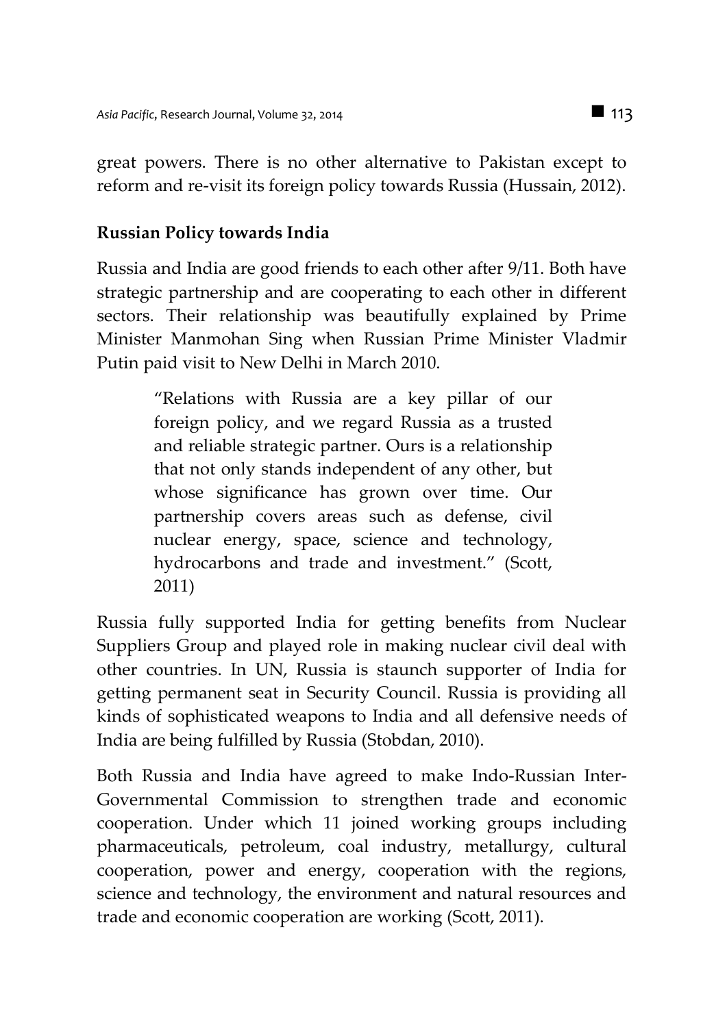great powers. There is no other alternative to Pakistan except to reform and re-visit its foreign policy towards Russia (Hussain, 2012).

## Russian Policy towards India

Russia and India are good friends to each other after 9/11. Both have strategic partnership and are cooperating to each other in different sectors. Their relationship was beautifully explained by Prime Minister Manmohan Sing when Russian Prime Minister Vladmir Putin paid visit to New Delhi in March 2010.

> "Relations with Russia are a key pillar of our foreign policy, and we regard Russia as a trusted and reliable strategic partner. Ours is a relationship that not only stands independent of any other, but whose significance has grown over time. Our partnership covers areas such as defense, civil nuclear energy, space, science and technology, hydrocarbons and trade and investment." (Scott, 2011)

Russia fully supported India for getting benefits from Nuclear Suppliers Group and played role in making nuclear civil deal with other countries. In UN, Russia is staunch supporter of India for getting permanent seat in Security Council. Russia is providing all kinds of sophisticated weapons to India and all defensive needs of India are being fulfilled by Russia (Stobdan, 2010).

Both Russia and India have agreed to make Indo-Russian Inter-Governmental Commission to strengthen trade and economic cooperation. Under which 11 joined working groups including pharmaceuticals, petroleum, coal industry, metallurgy, cultural cooperation, power and energy, cooperation with the regions, science and technology, the environment and natural resources and trade and economic cooperation are working (Scott, 2011).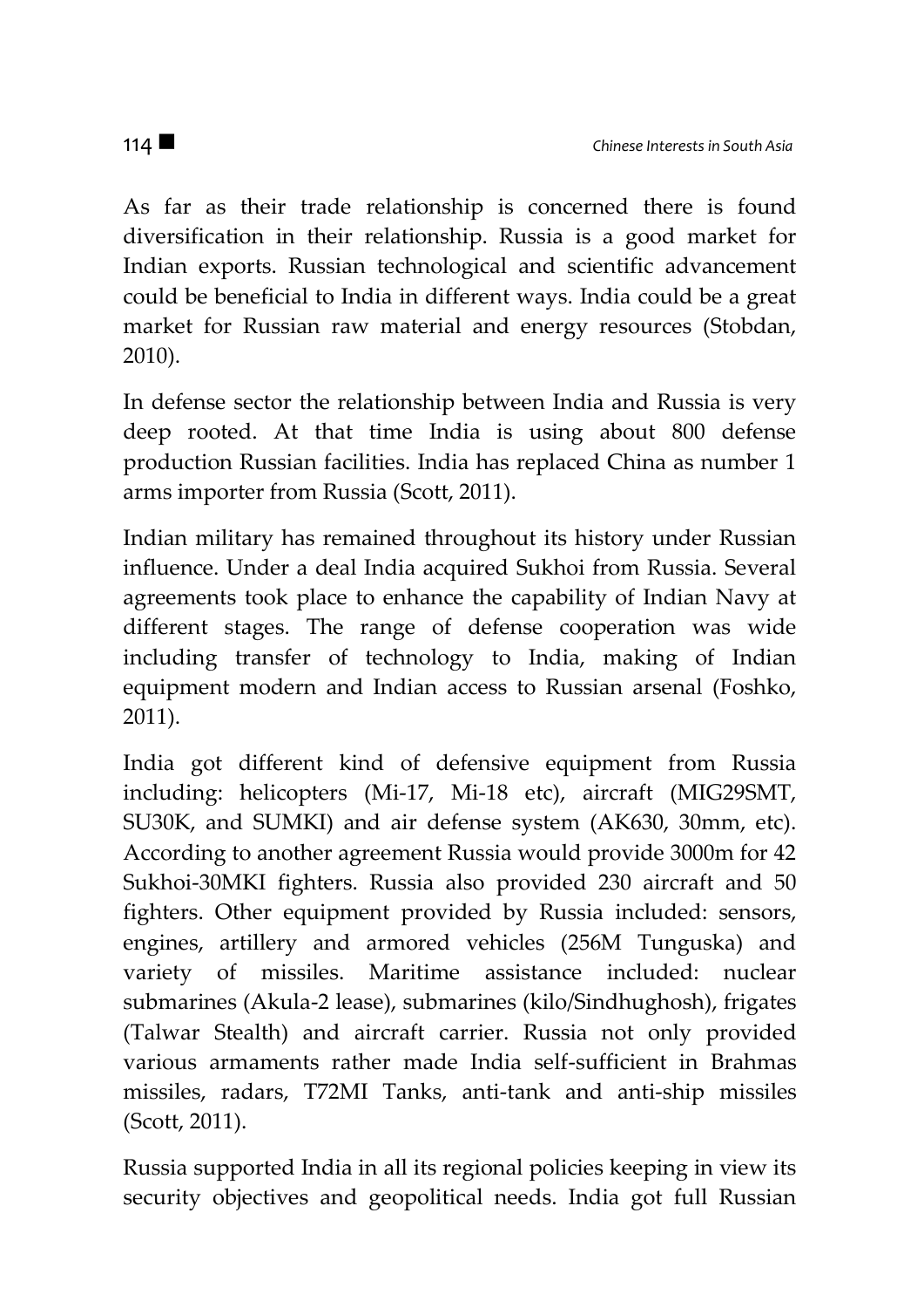As far as their trade relationship is concerned there is found diversification in their relationship. Russia is a good market for Indian exports. Russian technological and scientific advancement could be beneficial to India in different ways. India could be a great market for Russian raw material and energy resources (Stobdan, 2010).

In defense sector the relationship between India and Russia is very deep rooted. At that time India is using about 800 defense production Russian facilities. India has replaced China as number 1 arms importer from Russia (Scott, 2011).

Indian military has remained throughout its history under Russian influence. Under a deal India acquired Sukhoi from Russia. Several agreements took place to enhance the capability of Indian Navy at different stages. The range of defense cooperation was wide including transfer of technology to India, making of Indian equipment modern and Indian access to Russian arsenal (Foshko, 2011).

India got different kind of defensive equipment from Russia including: helicopters (Mi-17, Mi-18 etc), aircraft (MIG29SMT, SU30K, and SUMKI) and air defense system (AK630, 30mm, etc). According to another agreement Russia would provide 3000m for 42 Sukhoi-30MKI fighters. Russia also provided 230 aircraft and 50 fighters. Other equipment provided by Russia included: sensors, engines, artillery and armored vehicles (256M Tunguska) and variety of missiles. Maritime assistance included: nuclear submarines (Akula-2 lease), submarines (kilo/Sindhughosh), frigates (Talwar Stealth) and aircraft carrier. Russia not only provided various armaments rather made India self-sufficient in Brahmas missiles, radars, T72MI Tanks, anti-tank and anti-ship missiles (Scott, 2011).

Russia supported India in all its regional policies keeping in view its security objectives and geopolitical needs. India got full Russian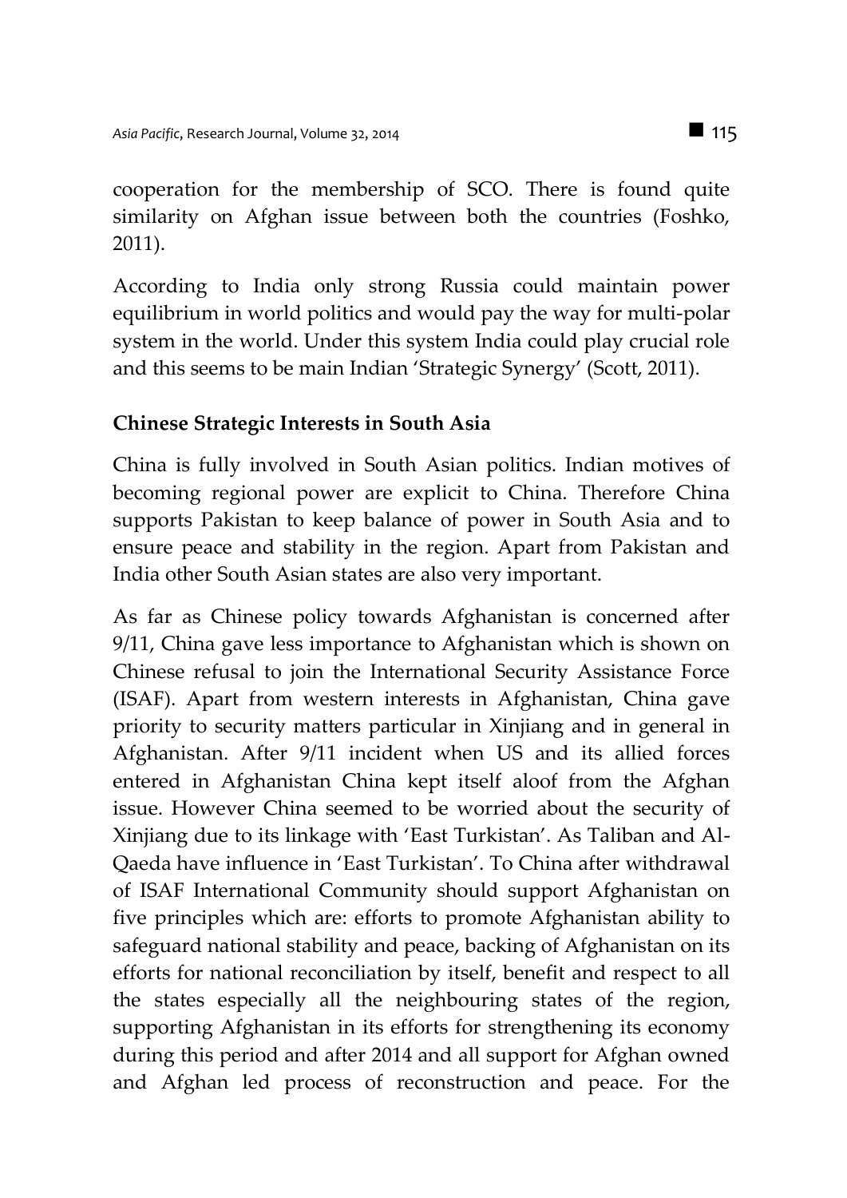cooperation for the membership of SCO. There is found quite similarity on Afghan issue between both the countries (Foshko, 2011).

According to India only strong Russia could maintain power equilibrium in world politics and would pay the way for multi-polar system in the world. Under this system India could play crucial role and this seems to be main Indian 'Strategic Synergy' (Scott, 2011).

### Chinese Strategic Interests in South Asia

China is fully involved in South Asian politics. Indian motives of becoming regional power are explicit to China. Therefore China supports Pakistan to keep balance of power in South Asia and to ensure peace and stability in the region. Apart from Pakistan and India other South Asian states are also very important.

As far as Chinese policy towards Afghanistan is concerned after 9/11, China gave less importance to Afghanistan which is shown on Chinese refusal to join the International Security Assistance Force (ISAF). Apart from western interests in Afghanistan, China gave priority to security matters particular in Xinjiang and in general in Afghanistan. After 9/11 incident when US and its allied forces entered in Afghanistan China kept itself aloof from the Afghan issue. However China seemed to be worried about the security of Xinjiang due to its linkage with 'East Turkistan'. As Taliban and Al-Qaeda have influence in 'East Turkistan'. To China after withdrawal of ISAF International Community should support Afghanistan on five principles which are: efforts to promote Afghanistan ability to safeguard national stability and peace, backing of Afghanistan on its efforts for national reconciliation by itself, benefit and respect to all the states especially all the neighbouring states of the region, supporting Afghanistan in its efforts for strengthening its economy during this period and after 2014 and all support for Afghan owned and Afghan led process of reconstruction and peace. For the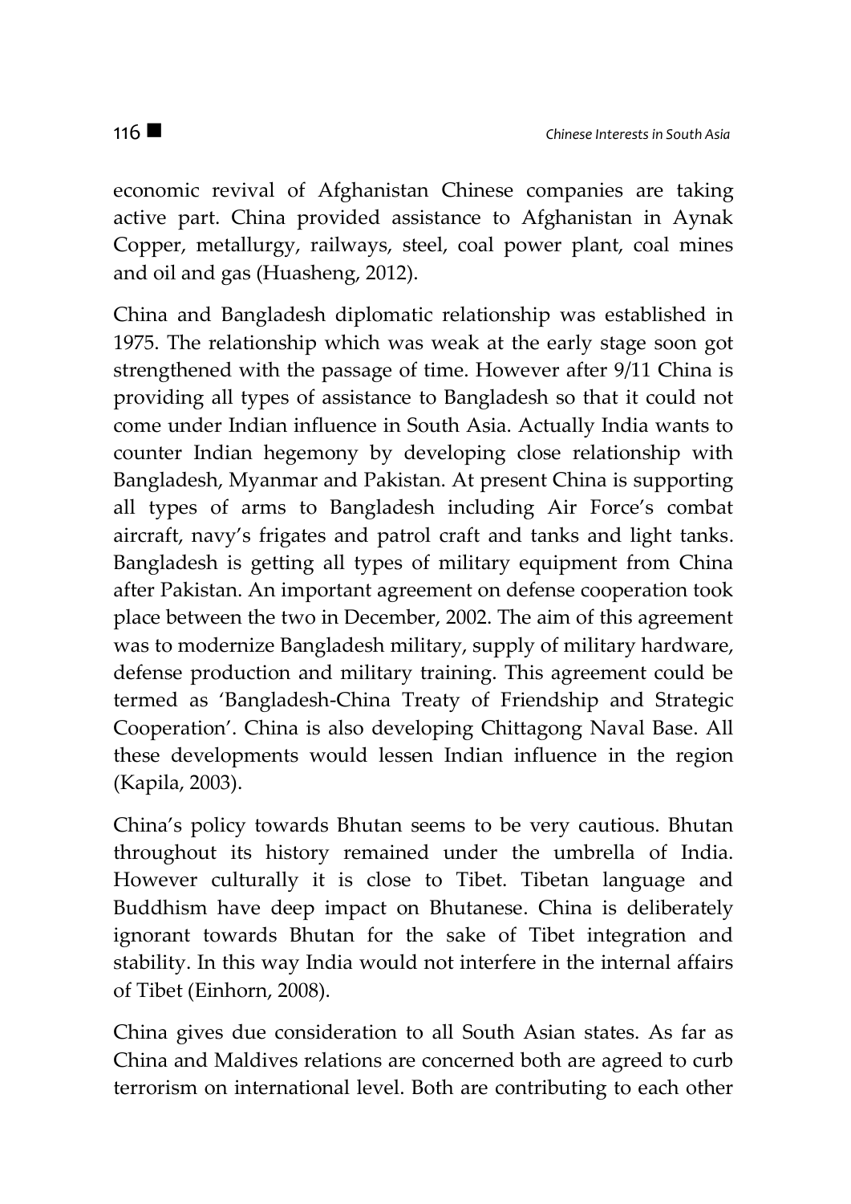economic revival of Afghanistan Chinese companies are taking active part. China provided assistance to Afghanistan in Aynak Copper, metallurgy, railways, steel, coal power plant, coal mines and oil and gas (Huasheng, 2012).

China and Bangladesh diplomatic relationship was established in 1975. The relationship which was weak at the early stage soon got strengthened with the passage of time. However after 9/11 China is providing all types of assistance to Bangladesh so that it could not come under Indian influence in South Asia. Actually India wants to counter Indian hegemony by developing close relationship with Bangladesh, Myanmar and Pakistan. At present China is supporting all types of arms to Bangladesh including Air Force's combat aircraft, navy's frigates and patrol craft and tanks and light tanks. Bangladesh is getting all types of military equipment from China after Pakistan. An important agreement on defense cooperation took place between the two in December, 2002. The aim of this agreement was to modernize Bangladesh military, supply of military hardware, defense production and military training. This agreement could be termed as 'Bangladesh-China Treaty of Friendship and Strategic Cooperation'. China is also developing Chittagong Naval Base. All these developments would lessen Indian influence in the region (Kapila, 2003).

China's policy towards Bhutan seems to be very cautious. Bhutan throughout its history remained under the umbrella of India. However culturally it is close to Tibet. Tibetan language and Buddhism have deep impact on Bhutanese. China is deliberately ignorant towards Bhutan for the sake of Tibet integration and stability. In this way India would not interfere in the internal affairs of Tibet (Einhorn, 2008).

China gives due consideration to all South Asian states. As far as China and Maldives relations are concerned both are agreed to curb terrorism on international level. Both are contributing to each other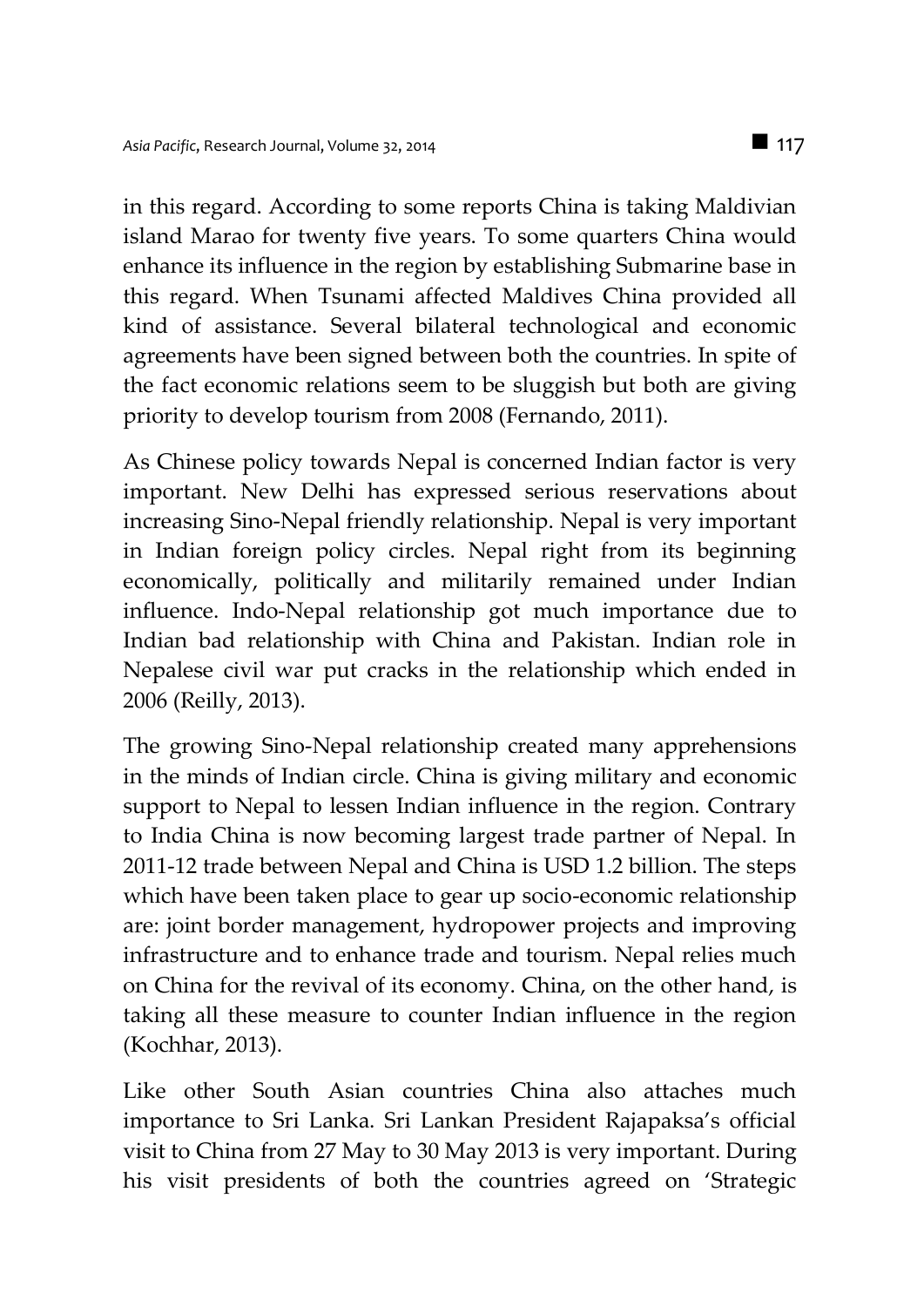in this regard. According to some reports China is taking Maldivian island Marao for twenty five years. To some quarters China would enhance its influence in the region by establishing Submarine base in this regard. When Tsunami affected Maldives China provided all kind of assistance. Several bilateral technological and economic agreements have been signed between both the countries. In spite of the fact economic relations seem to be sluggish but both are giving priority to develop tourism from 2008 (Fernando, 2011).

As Chinese policy towards Nepal is concerned Indian factor is very important. New Delhi has expressed serious reservations about increasing Sino-Nepal friendly relationship. Nepal is very important in Indian foreign policy circles. Nepal right from its beginning economically, politically and militarily remained under Indian influence. Indo-Nepal relationship got much importance due to Indian bad relationship with China and Pakistan. Indian role in Nepalese civil war put cracks in the relationship which ended in 2006 (Reilly, 2013).

The growing Sino-Nepal relationship created many apprehensions in the minds of Indian circle. China is giving military and economic support to Nepal to lessen Indian influence in the region. Contrary to India China is now becoming largest trade partner of Nepal. In 2011-12 trade between Nepal and China is USD 1.2 billion. The steps which have been taken place to gear up socio-economic relationship are: joint border management, hydropower projects and improving infrastructure and to enhance trade and tourism. Nepal relies much on China for the revival of its economy. China, on the other hand, is taking all these measure to counter Indian influence in the region (Kochhar, 2013).

Like other South Asian countries China also attaches much importance to Sri Lanka. Sri Lankan President Rajapaksa's official visit to China from 27 May to 30 May 2013 is very important. During his visit presidents of both the countries agreed on 'Strategic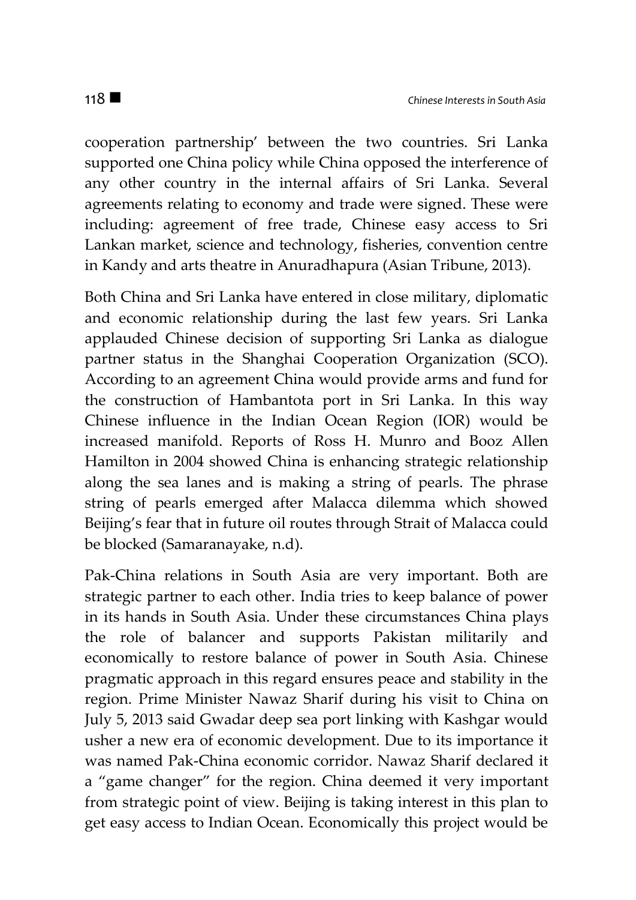cooperation partnership' between the two countries. Sri Lanka supported one China policy while China opposed the interference of any other country in the internal affairs of Sri Lanka. Several agreements relating to economy and trade were signed. These were including: agreement of free trade, Chinese easy access to Sri Lankan market, science and technology, fisheries, convention centre in Kandy and arts theatre in Anuradhapura (Asian Tribune, 2013).

Both China and Sri Lanka have entered in close military, diplomatic and economic relationship during the last few years. Sri Lanka applauded Chinese decision of supporting Sri Lanka as dialogue partner status in the Shanghai Cooperation Organization (SCO). According to an agreement China would provide arms and fund for the construction of Hambantota port in Sri Lanka. In this way Chinese influence in the Indian Ocean Region (IOR) would be increased manifold. Reports of Ross H. Munro and Booz Allen Hamilton in 2004 showed China is enhancing strategic relationship along the sea lanes and is making a string of pearls. The phrase string of pearls emerged after Malacca dilemma which showed Beijing's fear that in future oil routes through Strait of Malacca could be blocked (Samaranayake, n.d).

Pak-China relations in South Asia are very important. Both are strategic partner to each other. India tries to keep balance of power in its hands in South Asia. Under these circumstances China plays the role of balancer and supports Pakistan militarily and economically to restore balance of power in South Asia. Chinese pragmatic approach in this regard ensures peace and stability in the region. Prime Minister Nawaz Sharif during his visit to China on July 5, 2013 said Gwadar deep sea port linking with Kashgar would usher a new era of economic development. Due to its importance it was named Pak-China economic corridor. Nawaz Sharif declared it a "game changer" for the region. China deemed it very important from strategic point of view. Beijing is taking interest in this plan to get easy access to Indian Ocean. Economically this project would be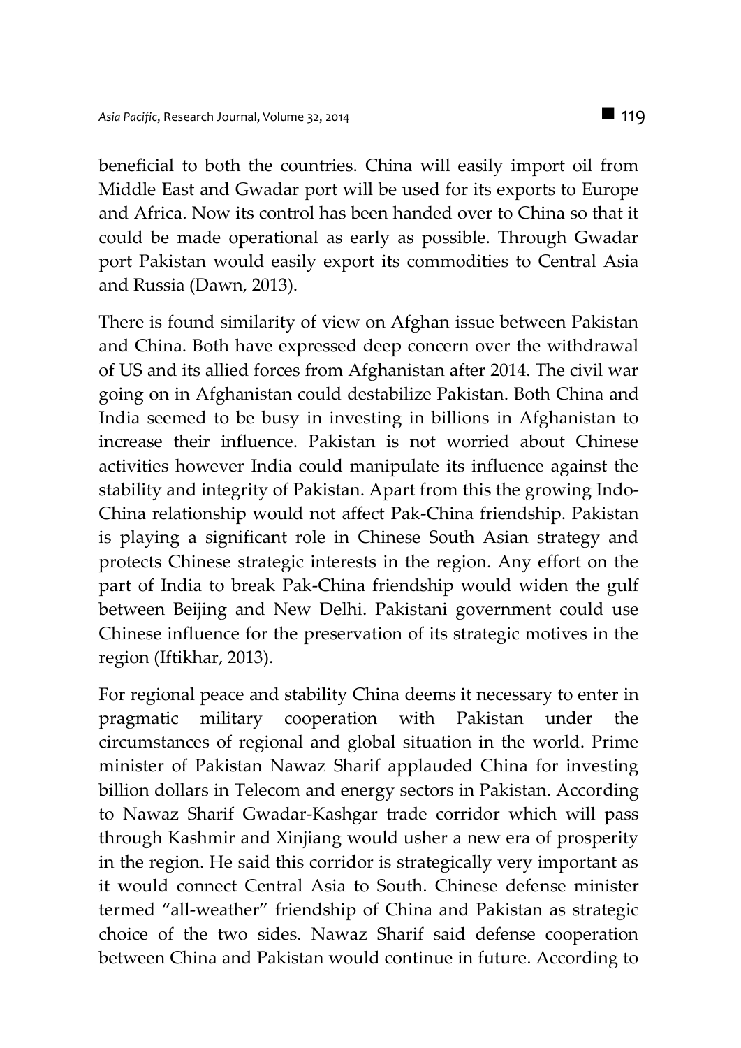beneficial to both the countries. China will easily import oil from Middle East and Gwadar port will be used for its exports to Europe and Africa. Now its control has been handed over to China so that it could be made operational as early as possible. Through Gwadar port Pakistan would easily export its commodities to Central Asia and Russia (Dawn, 2013).

There is found similarity of view on Afghan issue between Pakistan and China. Both have expressed deep concern over the withdrawal of US and its allied forces from Afghanistan after 2014. The civil war going on in Afghanistan could destabilize Pakistan. Both China and India seemed to be busy in investing in billions in Afghanistan to increase their influence. Pakistan is not worried about Chinese activities however India could manipulate its influence against the stability and integrity of Pakistan. Apart from this the growing Indo-China relationship would not affect Pak-China friendship. Pakistan is playing a significant role in Chinese South Asian strategy and protects Chinese strategic interests in the region. Any effort on the part of India to break Pak-China friendship would widen the gulf between Beijing and New Delhi. Pakistani government could use Chinese influence for the preservation of its strategic motives in the region (Iftikhar, 2013).

For regional peace and stability China deems it necessary to enter in pragmatic military cooperation with Pakistan under the circumstances of regional and global situation in the world. Prime minister of Pakistan Nawaz Sharif applauded China for investing billion dollars in Telecom and energy sectors in Pakistan. According to Nawaz Sharif Gwadar-Kashgar trade corridor which will pass through Kashmir and Xinjiang would usher a new era of prosperity in the region. He said this corridor is strategically very important as it would connect Central Asia to South. Chinese defense minister termed "all-weather" friendship of China and Pakistan as strategic choice of the two sides. Nawaz Sharif said defense cooperation between China and Pakistan would continue in future. According to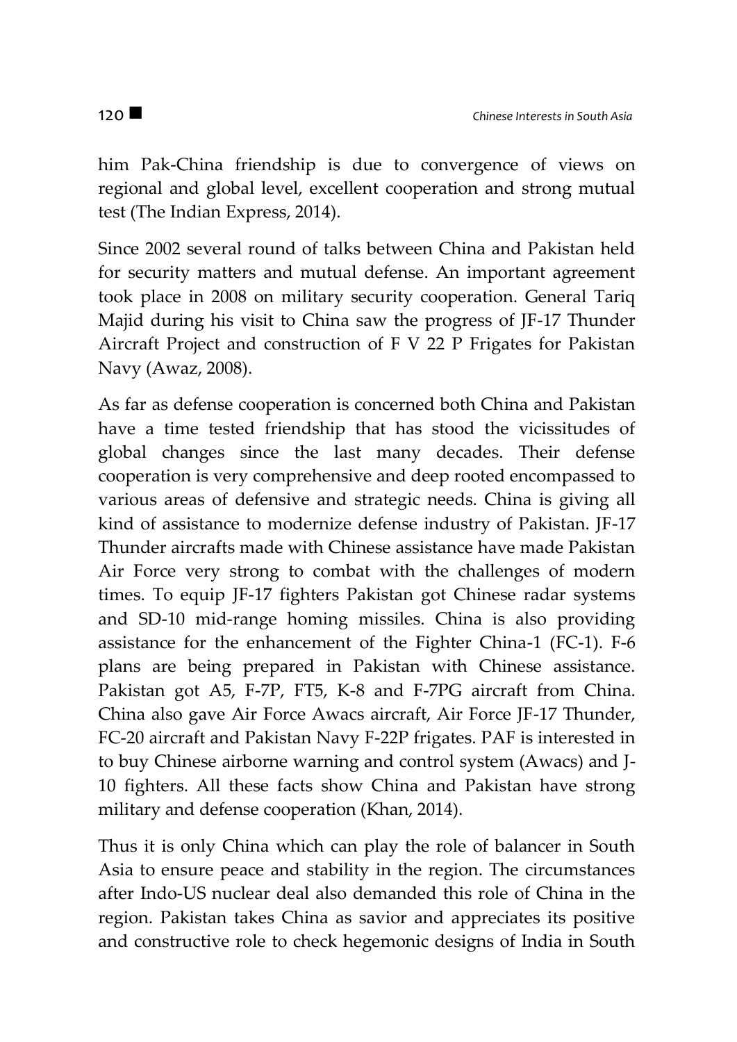him Pak-China friendship is due to convergence of views on regional and global level, excellent cooperation and strong mutual test (The Indian Express, 2014).

Since 2002 several round of talks between China and Pakistan held for security matters and mutual defense. An important agreement took place in 2008 on military security cooperation. General Tariq Majid during his visit to China saw the progress of JF-17 Thunder Aircraft Project and construction of F V 22 P Frigates for Pakistan Navy (Awaz, 2008).

As far as defense cooperation is concerned both China and Pakistan have a time tested friendship that has stood the vicissitudes of global changes since the last many decades. Their defense cooperation is very comprehensive and deep rooted encompassed to various areas of defensive and strategic needs. China is giving all kind of assistance to modernize defense industry of Pakistan. JF-17 Thunder aircrafts made with Chinese assistance have made Pakistan Air Force very strong to combat with the challenges of modern times. To equip JF-17 fighters Pakistan got Chinese radar systems and SD-10 mid-range homing missiles. China is also providing assistance for the enhancement of the Fighter China-1 (FC-1). F-6 plans are being prepared in Pakistan with Chinese assistance. Pakistan got A5, F-7P, FT5, K-8 and F-7PG aircraft from China. China also gave Air Force Awacs aircraft, Air Force JF-17 Thunder, FC-20 aircraft and Pakistan Navy F-22P frigates. PAF is interested in to buy Chinese airborne warning and control system (Awacs) and J-10 fighters. All these facts show China and Pakistan have strong military and defense cooperation (Khan, 2014).

Thus it is only China which can play the role of balancer in South Asia to ensure peace and stability in the region. The circumstances after Indo-US nuclear deal also demanded this role of China in the region. Pakistan takes China as savior and appreciates its positive and constructive role to check hegemonic designs of India in South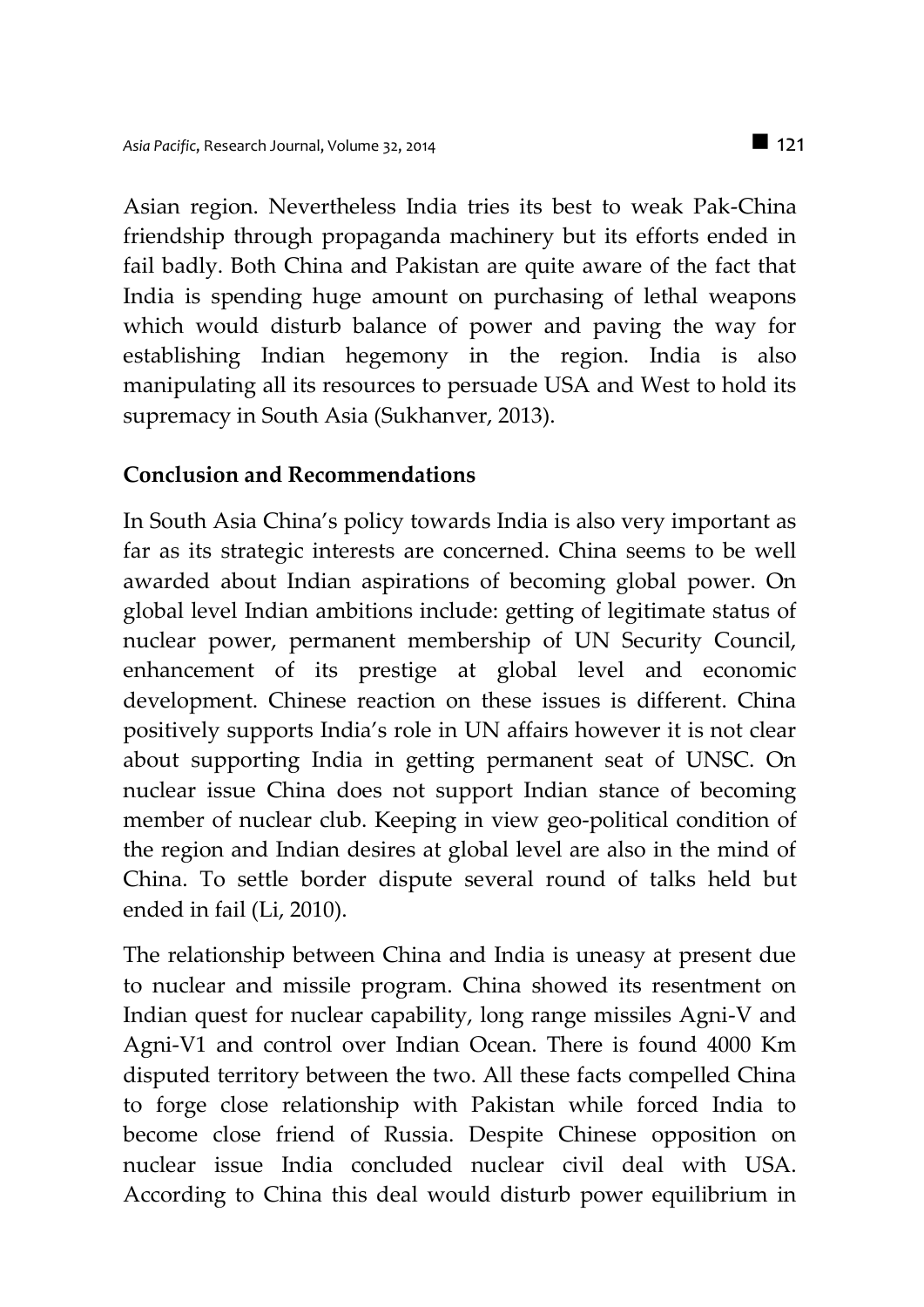Asian region. Nevertheless India tries its best to weak Pak-China friendship through propaganda machinery but its efforts ended in fail badly. Both China and Pakistan are quite aware of the fact that India is spending huge amount on purchasing of lethal weapons which would disturb balance of power and paving the way for establishing Indian hegemony in the region. India is also manipulating all its resources to persuade USA and West to hold its supremacy in South Asia (Sukhanver, 2013).

## Conclusion and Recommendations

In South Asia China's policy towards India is also very important as far as its strategic interests are concerned. China seems to be well awarded about Indian aspirations of becoming global power. On global level Indian ambitions include: getting of legitimate status of nuclear power, permanent membership of UN Security Council, enhancement of its prestige at global level and economic development. Chinese reaction on these issues is different. China positively supports India's role in UN affairs however it is not clear about supporting India in getting permanent seat of UNSC. On nuclear issue China does not support Indian stance of becoming member of nuclear club. Keeping in view geo-political condition of the region and Indian desires at global level are also in the mind of China. To settle border dispute several round of talks held but ended in fail (Li, 2010).

The relationship between China and India is uneasy at present due to nuclear and missile program. China showed its resentment on Indian quest for nuclear capability, long range missiles Agni-V and Agni-V1 and control over Indian Ocean. There is found 4000 Km disputed territory between the two. All these facts compelled China to forge close relationship with Pakistan while forced India to become close friend of Russia. Despite Chinese opposition on nuclear issue India concluded nuclear civil deal with USA. According to China this deal would disturb power equilibrium in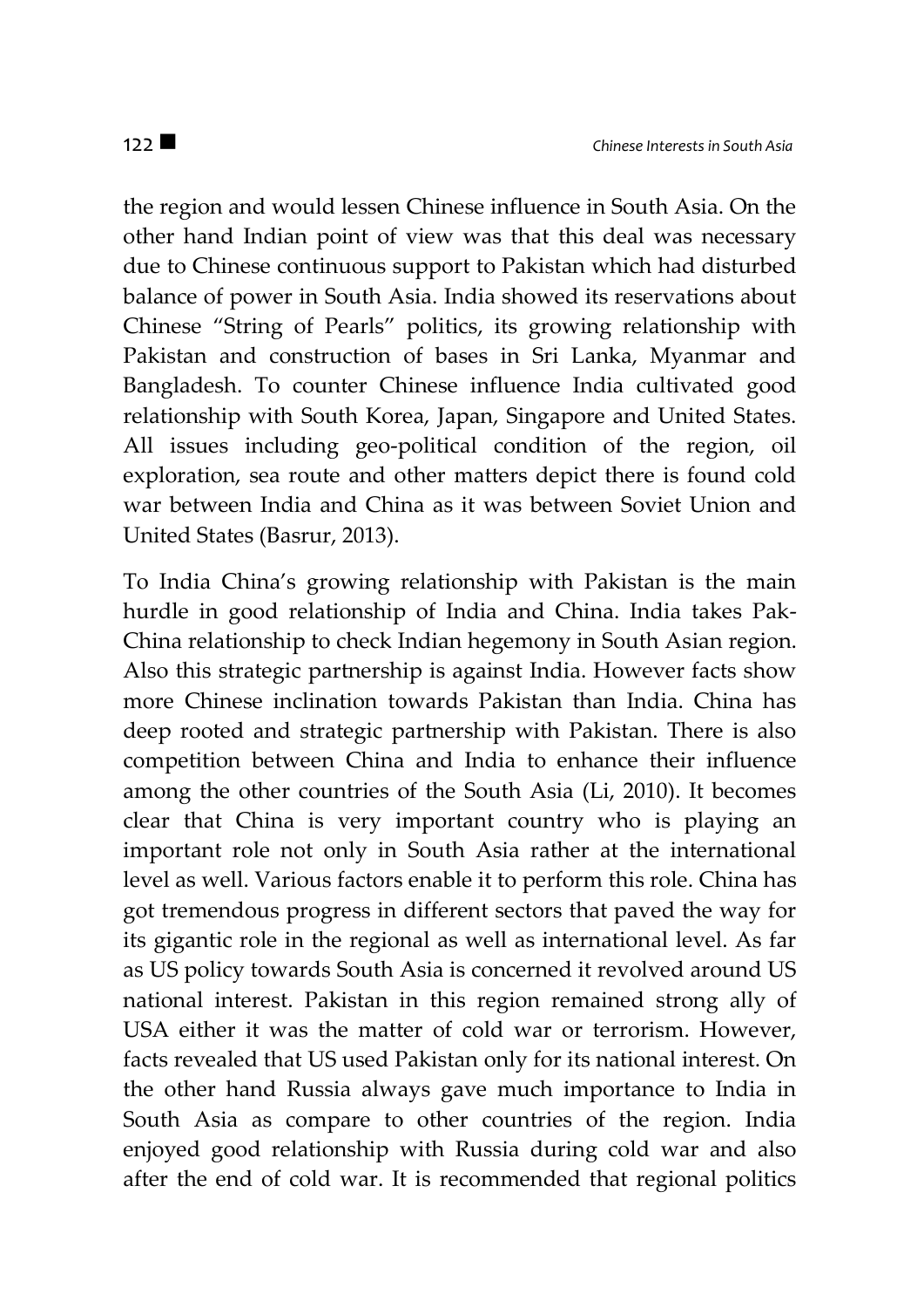the region and would lessen Chinese influence in South Asia. On the other hand Indian point of view was that this deal was necessary due to Chinese continuous support to Pakistan which had disturbed balance of power in South Asia. India showed its reservations about Chinese "String of Pearls" politics, its growing relationship with Pakistan and construction of bases in Sri Lanka, Myanmar and Bangladesh. To counter Chinese influence India cultivated good relationship with South Korea, Japan, Singapore and United States. All issues including geo-political condition of the region, oil exploration, sea route and other matters depict there is found cold war between India and China as it was between Soviet Union and United States (Basrur, 2013).

To India China's growing relationship with Pakistan is the main hurdle in good relationship of India and China. India takes Pak-China relationship to check Indian hegemony in South Asian region. Also this strategic partnership is against India. However facts show more Chinese inclination towards Pakistan than India. China has deep rooted and strategic partnership with Pakistan. There is also competition between China and India to enhance their influence among the other countries of the South Asia (Li, 2010). It becomes clear that China is very important country who is playing an important role not only in South Asia rather at the international level as well. Various factors enable it to perform this role. China has got tremendous progress in different sectors that paved the way for its gigantic role in the regional as well as international level. As far as US policy towards South Asia is concerned it revolved around US national interest. Pakistan in this region remained strong ally of USA either it was the matter of cold war or terrorism. However, facts revealed that US used Pakistan only for its national interest. On the other hand Russia always gave much importance to India in South Asia as compare to other countries of the region. India enjoyed good relationship with Russia during cold war and also after the end of cold war. It is recommended that regional politics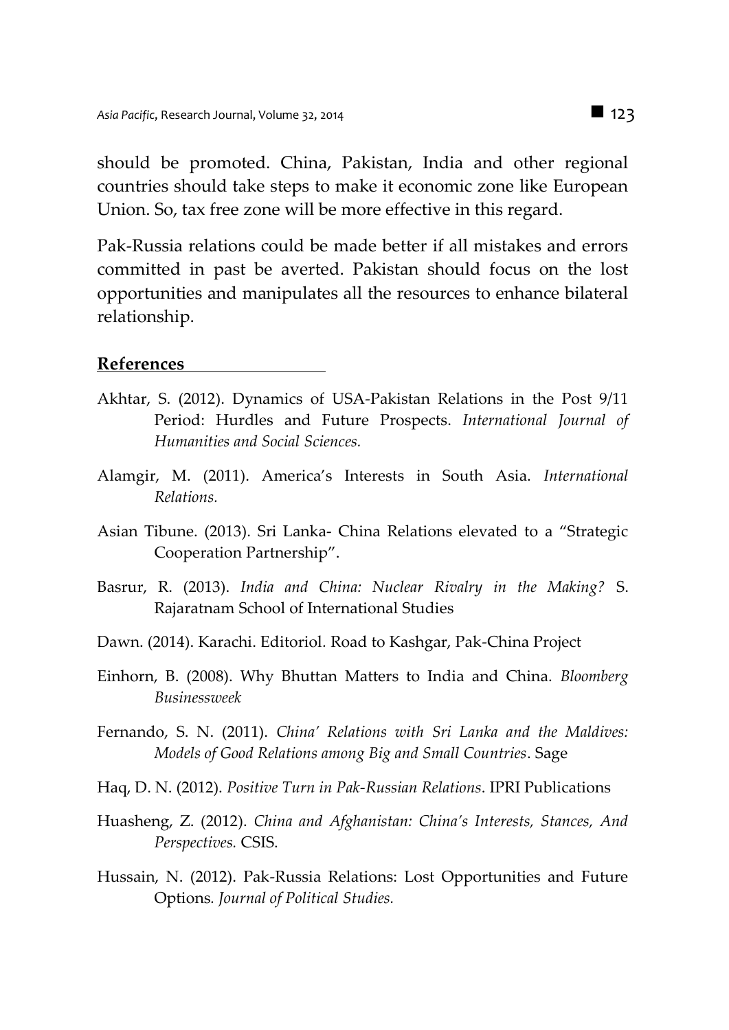should be promoted. China, Pakistan, India and other regional countries should take steps to make it economic zone like European Union. So, tax free zone will be more effective in this regard.

Pak-Russia relations could be made better if all mistakes and errors committed in past be averted. Pakistan should focus on the lost opportunities and manipulates all the resources to enhance bilateral relationship.

## References

Akhtar, S. (2012). Dynamics of USA-Pakistan Relations in the Post 9/11 Period: Hurdles and Future Prospects. *International Journal of Humanities and Social Sciences.*

Alamgir, M. (2011). America's Interests in South Asia. *International Relations.*

Asian Tibune. (2013). Sri Lanka- China Relations elevated to a "Strategic Cooperation Partnership".

Basrur, R. (2013). *India and China: Nuclear Rivalry in the Making?* S. Rajaratnam School of International Studies

Dawn. (2014). Karachi. Editoriol. Road to Kashgar, Pak-China Project

Einhorn, B. (2008). Why Bhuttan Matters to India and China. *Bloomberg Businessweek*

Fernando, S. N. (2011). *China' Relations with Sri Lanka and the Maldives: Models of Good Relations among Big and Small Countries*. Sage

Haq, D. N. (2012). *Positive Turn in Pak-Russian Relations*. IPRI Publications

Huasheng, Z. (2012). *China and Afghanistan: China's Interests, Stances, And Perspectives.* CSIS.

Hussain, N. (2012). Pak-Russia Relations: Lost Opportunities and Future Options. *Journal of Political Studies.*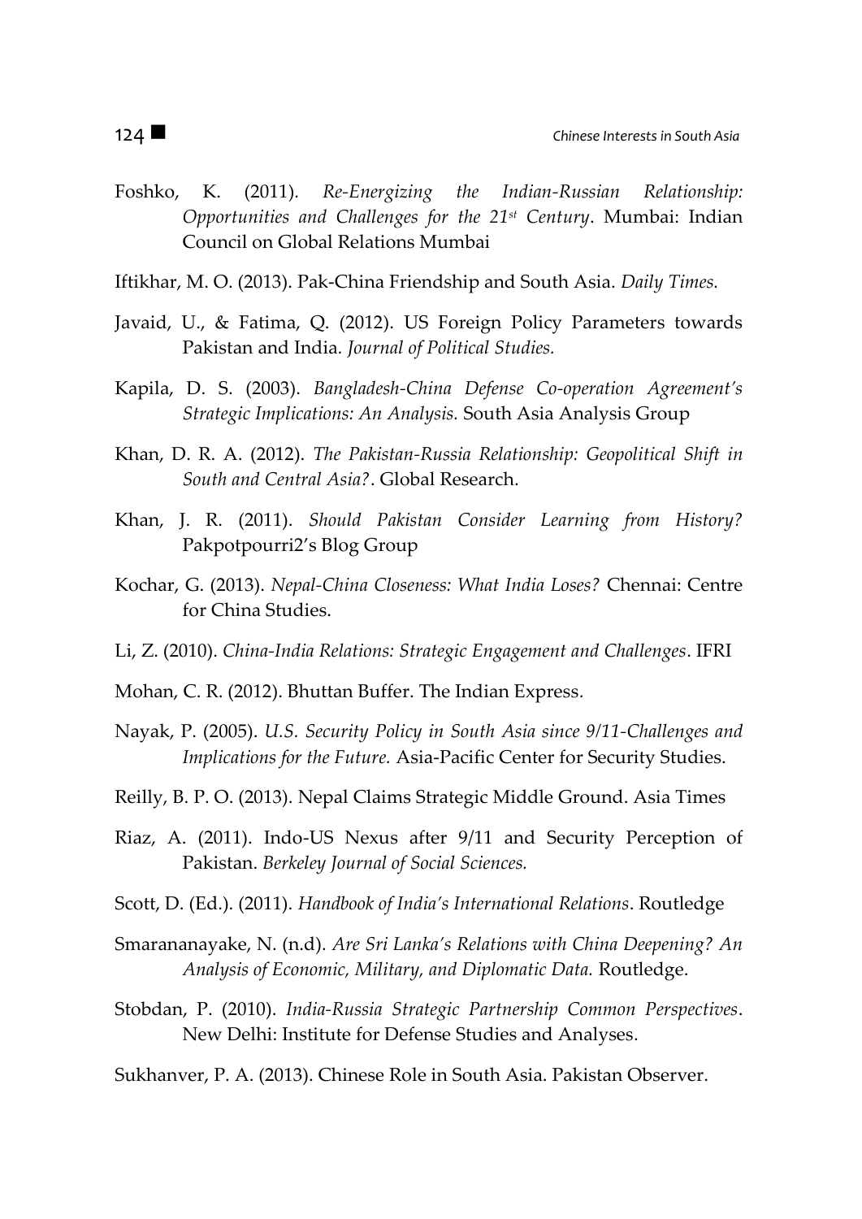Foshko, K. (2011). *Re-Energizing the Indian-Russian Relationship: Opportunities and Challenges for the 21st Century*. Mumbai: Indian Council on Global Relations Mumbai

Iftikhar, M. O. (2013). Pak-China Friendship and South Asia. *Daily Times.*

Javaid, U., & Fatima, Q. (2012). US Foreign Policy Parameters towards Pakistan and India. *Journal of Political Studies.*

Kapila, D. S. (2003). *Bangladesh-China Defense Co-operation Agreement's Strategic Implications: An Analysis.* South Asia Analysis Group

Khan, D. R. A. (2012). *The Pakistan-Russia Relationship: Geopolitical Shift in South and Central Asia?*. Global Research.

Khan, J. R. (2011). *Should Pakistan Consider Learning from History?* Pakpotpourri2's Blog Group

Kochar, G. (2013). *Nepal-China Closeness: What India Loses?* Chennai: Centre for China Studies.

Li, Z. (2010). *China-India Relations: Strategic Engagement and Challenges*. IFRI

Mohan, C. R. (2012). Bhuttan Buffer. The Indian Express.

Nayak, P. (2005). *U.S. Security Policy in South Asia since 9/11-Challenges and Implications for the Future.* Asia-Pacific Center for Security Studies.

Reilly, B. P. O. (2013). Nepal Claims Strategic Middle Ground. Asia Times

Riaz, A. (2011). Indo-US Nexus after 9/11 and Security Perception of Pakistan. *Berkeley Journal of Social Sciences.*

Scott, D. (Ed.). (2011). *Handbook of India's International Relations*. Routledge

Smarananayake, N. (n.d). *Are Sri Lanka's Relations with China Deepening? An Analysis of Economic, Military, and Diplomatic Data.* Routledge.

Stobdan, P. (2010). *India-Russia Strategic Partnership Common Perspectives*. New Delhi: Institute for Defense Studies and Analyses.

Sukhanver, P. A. (2013). Chinese Role in South Asia. Pakistan Observer.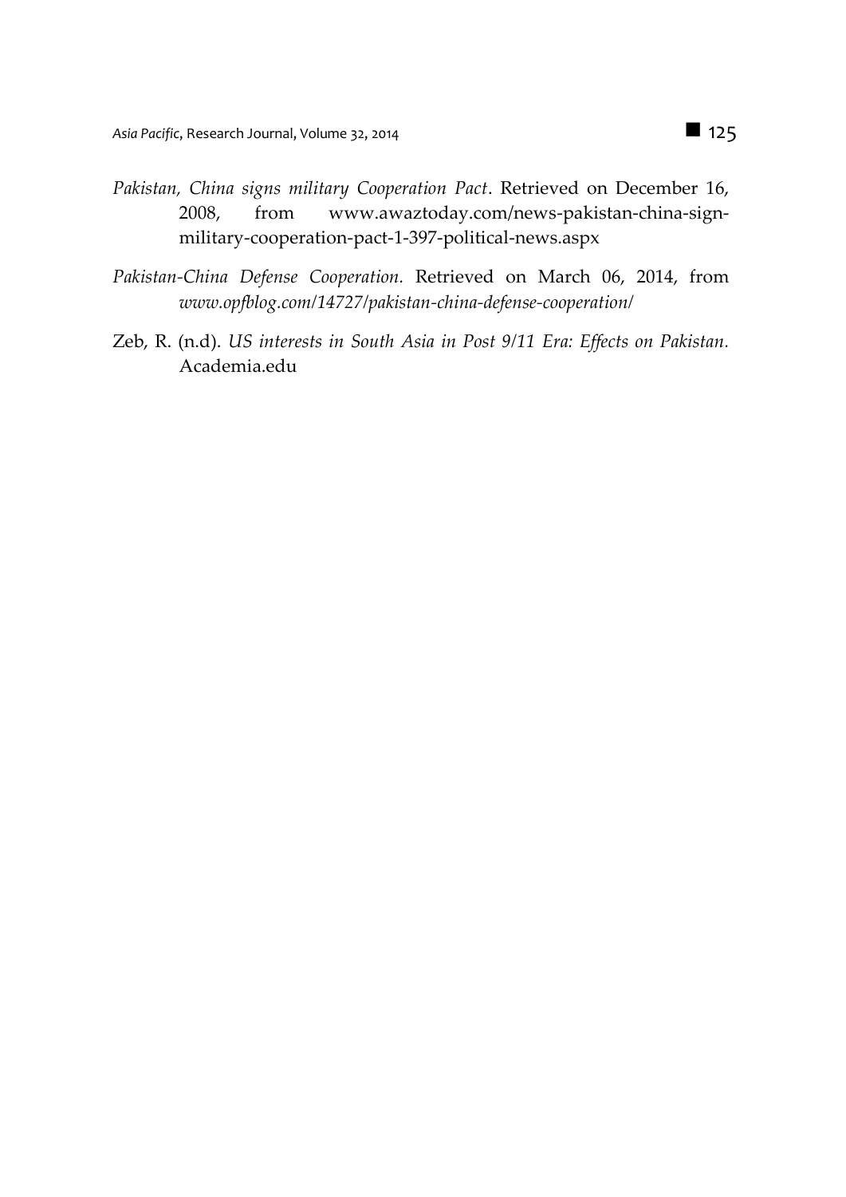*Pakistan, China signs military Cooperation Pact*. Retrieved on December 16, 2008, from www.awaztoday.com/news-pakistan-china-sign-military-cooperation-pact-1-397-political-news.aspx

*Pakistan-China Defense Cooperation*. Retrieved on March 06, 2014, from *www.opfblog.com/14727/pakistan-china-defense-cooperation/*

Zeb, R. (n.d). *US interests in South Asia in Post 9/11 Era: Effects on Pakistan*. Academia.edu